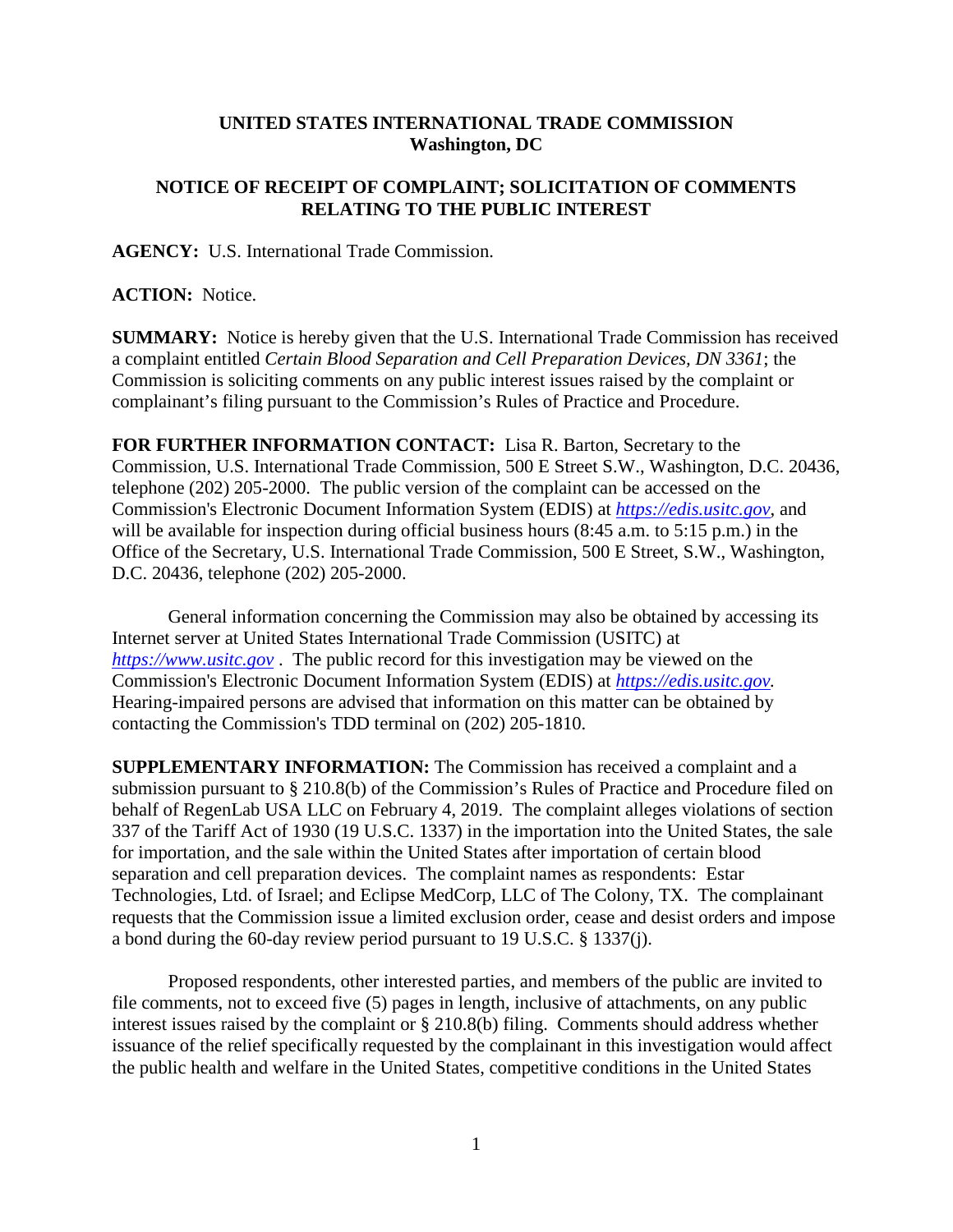**UNITED STATES INTERNATIONAL TRADE COMMISSION**
**Washington, DC**

**NOTICE OF RECEIPT OF COMPLAINT; SOLICITATION OF COMMENTS RELATING TO THE PUBLIC INTEREST**

**AGENCY:** U.S. International Trade Commission.

**ACTION:** Notice.

**SUMMARY:** Notice is hereby given that the U.S. International Trade Commission has received a complaint entitled *Certain Blood Separation and Cell Preparation Devices, DN 3361*; the Commission is soliciting comments on any public interest issues raised by the complaint or complainant's filing pursuant to the Commission's Rules of Practice and Procedure.

**FOR FURTHER INFORMATION CONTACT:** Lisa R. Barton, Secretary to the Commission, U.S. International Trade Commission, 500 E Street S.W., Washington, D.C. 20436, telephone (202) 205-2000. The public version of the complaint can be accessed on the Commission's Electronic Document Information System (EDIS) at *https://edis.usitc.gov*, and will be available for inspection during official business hours (8:45 a.m. to 5:15 p.m.) in the Office of the Secretary, U.S. International Trade Commission, 500 E Street, S.W., Washington, D.C. 20436, telephone (202) 205-2000.

General information concerning the Commission may also be obtained by accessing its Internet server at United States International Trade Commission (USITC) at *https://www.usitc.gov* . The public record for this investigation may be viewed on the Commission's Electronic Document Information System (EDIS) at *https://edis.usitc.gov.* Hearing-impaired persons are advised that information on this matter can be obtained by contacting the Commission's TDD terminal on (202) 205-1810.

**SUPPLEMENTARY INFORMATION:** The Commission has received a complaint and a submission pursuant to § 210.8(b) of the Commission's Rules of Practice and Procedure filed on behalf of RegenLab USA LLC on February 4, 2019. The complaint alleges violations of section 337 of the Tariff Act of 1930 (19 U.S.C. 1337) in the importation into the United States, the sale for importation, and the sale within the United States after importation of certain blood separation and cell preparation devices. The complaint names as respondents: Estar Technologies, Ltd. of Israel; and Eclipse MedCorp, LLC of The Colony, TX. The complainant requests that the Commission issue a limited exclusion order, cease and desist orders and impose a bond during the 60-day review period pursuant to 19 U.S.C. § 1337(j).

Proposed respondents, other interested parties, and members of the public are invited to file comments, not to exceed five (5) pages in length, inclusive of attachments, on any public interest issues raised by the complaint or § 210.8(b) filing. Comments should address whether issuance of the relief specifically requested by the complainant in this investigation would affect the public health and welfare in the United States, competitive conditions in the United States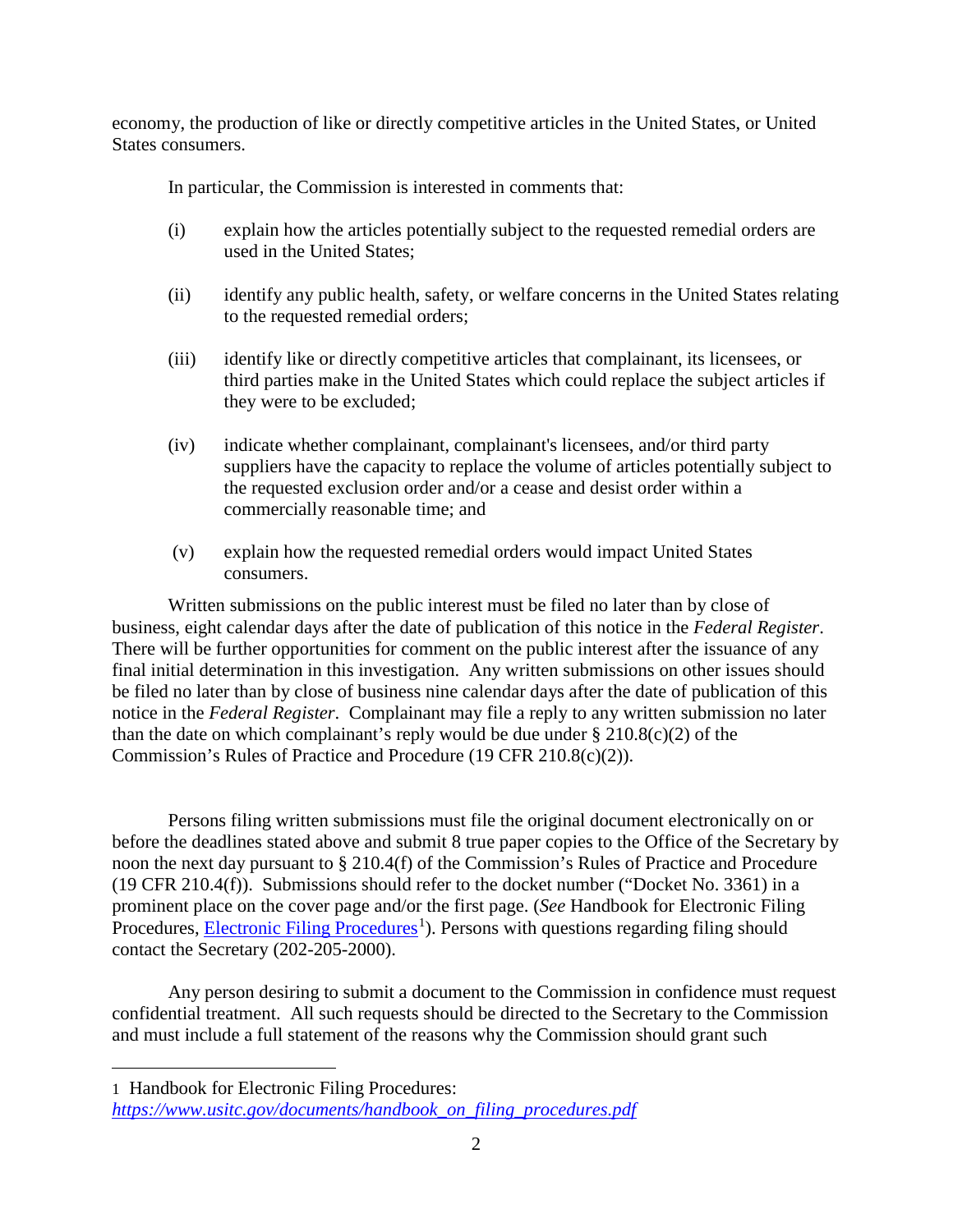economy, the production of like or directly competitive articles in the United States, or United States consumers.

In particular, the Commission is interested in comments that:

(i) explain how the articles potentially subject to the requested remedial orders are used in the United States;

(ii) identify any public health, safety, or welfare concerns in the United States relating to the requested remedial orders;

(iii) identify like or directly competitive articles that complainant, its licensees, or third parties make in the United States which could replace the subject articles if they were to be excluded;

(iv) indicate whether complainant, complainant's licensees, and/or third party suppliers have the capacity to replace the volume of articles potentially subject to the requested exclusion order and/or a cease and desist order within a commercially reasonable time; and

(v) explain how the requested remedial orders would impact United States consumers.

Written submissions on the public interest must be filed no later than by close of business, eight calendar days after the date of publication of this notice in the *Federal Register*. There will be further opportunities for comment on the public interest after the issuance of any final initial determination in this investigation. Any written submissions on other issues should be filed no later than by close of business nine calendar days after the date of publication of this notice in the *Federal Register*. Complainant may file a reply to any written submission no later than the date on which complainant's reply would be due under § 210.8(c)(2) of the Commission's Rules of Practice and Procedure (19 CFR 210.8(c)(2)).

Persons filing written submissions must file the original document electronically on or before the deadlines stated above and submit 8 true paper copies to the Office of the Secretary by noon the next day pursuant to § 210.4(f) of the Commission's Rules of Practice and Procedure (19 CFR 210.4(f)). Submissions should refer to the docket number ("Docket No. 3361) in a prominent place on the cover page and/or the first page. (*See* Handbook for Electronic Filing Procedures, Electronic Filing Procedures[1]). Persons with questions regarding filing should contact the Secretary (202-205-2000).

Any person desiring to submit a document to the Commission in confidence must request confidential treatment. All such requests should be directed to the Secretary to the Commission and must include a full statement of the reasons why the Commission should grant such

---

1 Handbook for Electronic Filing Procedures: *https://www.usitc.gov/documents/handbook_on_filing_procedures.pdf*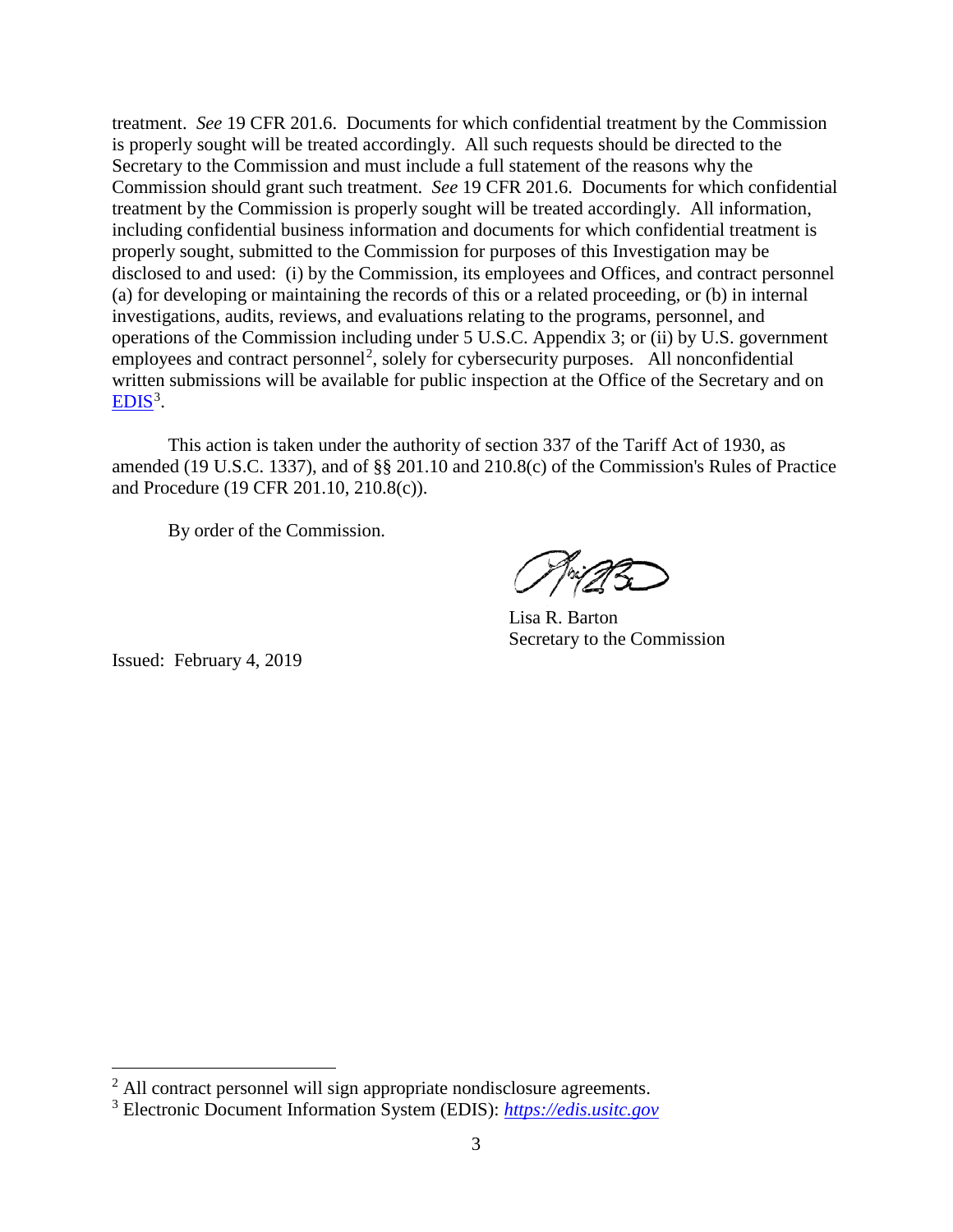treatment. *See* 19 CFR 201.6. Documents for which confidential treatment by the Commission is properly sought will be treated accordingly. All such requests should be directed to the Secretary to the Commission and must include a full statement of the reasons why the Commission should grant such treatment. *See* 19 CFR 201.6. Documents for which confidential treatment by the Commission is properly sought will be treated accordingly. All information, including confidential business information and documents for which confidential treatment is properly sought, submitted to the Commission for purposes of this Investigation may be disclosed to and used: (i) by the Commission, its employees and Offices, and contract personnel (a) for developing or maintaining the records of this or a related proceeding, or (b) in internal investigations, audits, reviews, and evaluations relating to the programs, personnel, and operations of the Commission including under 5 U.S.C. Appendix 3; or (ii) by U.S. government employees and contract personnel[2], solely for cybersecurity purposes. All nonconfidential written submissions will be available for public inspection at the Office of the Secretary and on EDIS[3].

This action is taken under the authority of section 337 of the Tariff Act of 1930, as amended (19 U.S.C. 1337), and of §§ 201.10 and 210.8(c) of the Commission's Rules of Practice and Procedure (19 CFR 201.10, 210.8(c)).

By order of the Commission.

Lisa R. Barton
Secretary to the Commission

Issued: February 4, 2019

---

[2] All contract personnel will sign appropriate nondisclosure agreements.

[3] Electronic Document Information System (EDIS): *https://edis.usitc.gov*